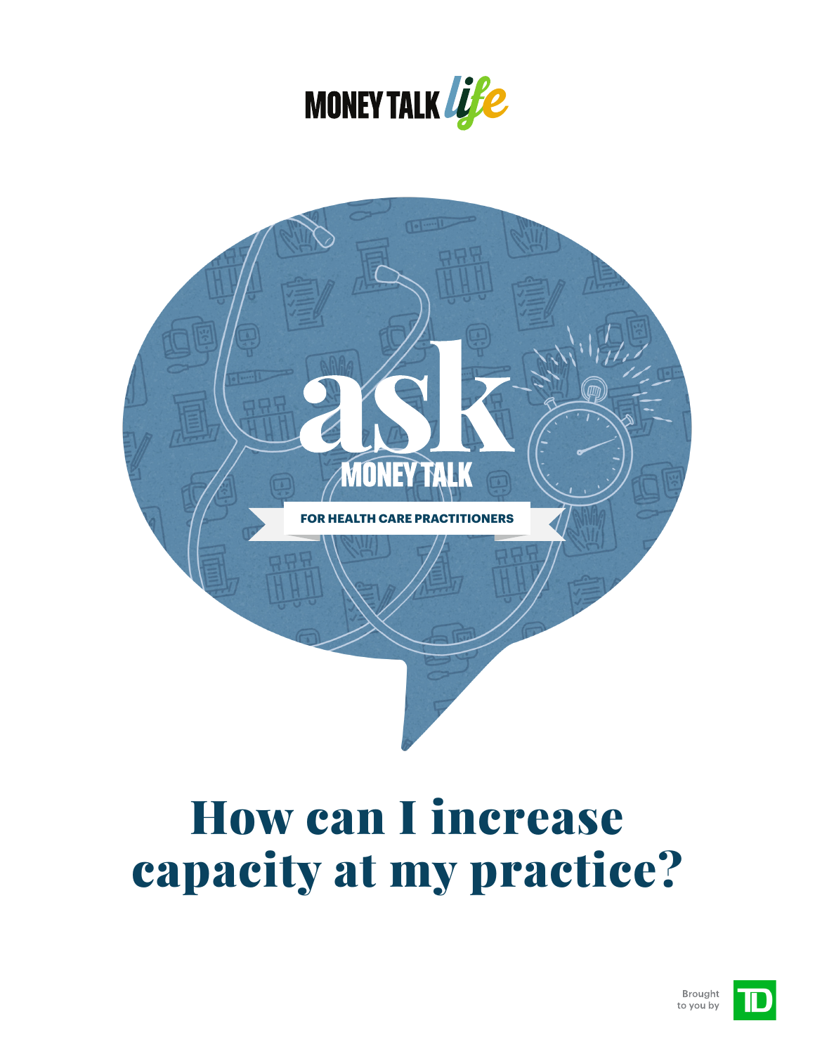MONEY TALK life

ask

MONEY TALK

FOR HEALTH CARE PRACTITIONERS

# How can I increase capacity at my practice?

Brought to you by TD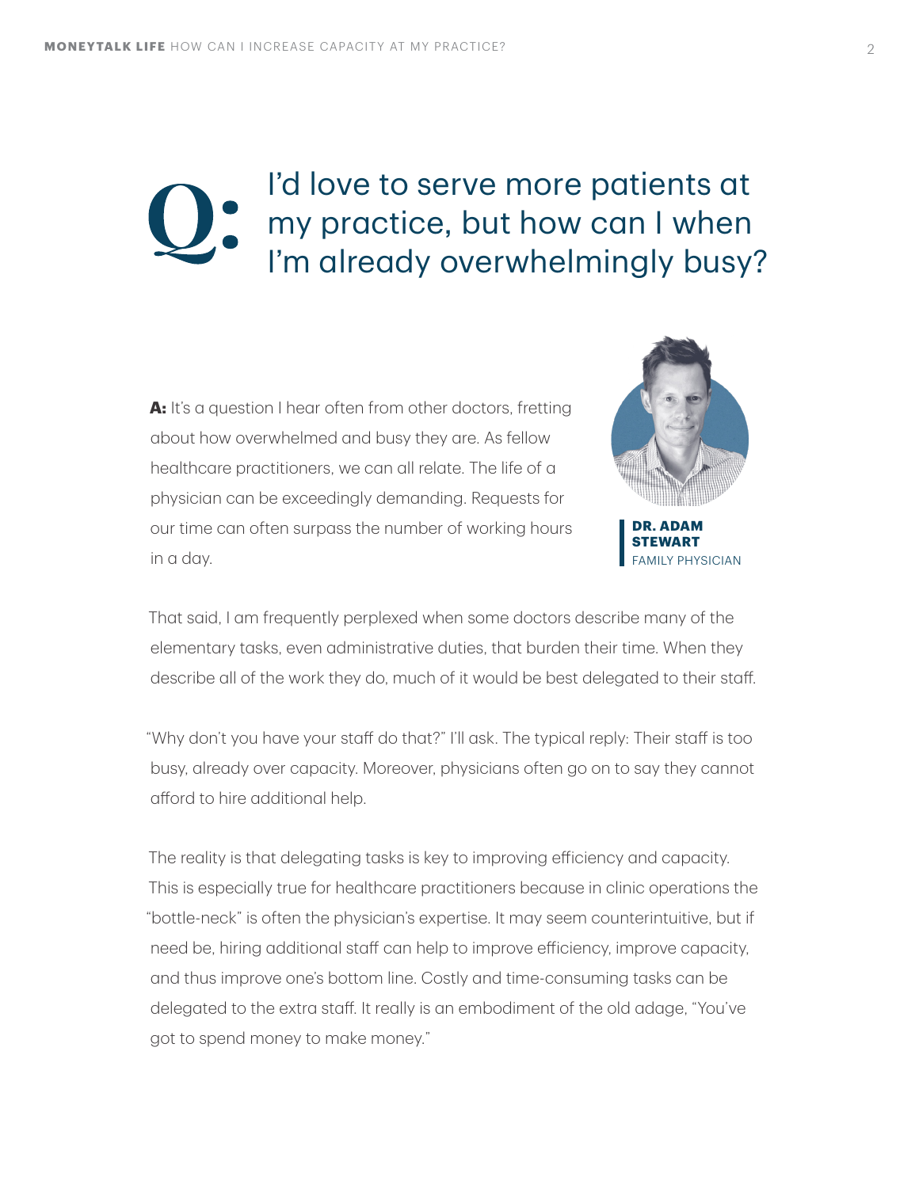# Q: I'd love to serve more patients at my practice, but how can I when I'm already overwhelmingly busy?

**A:** It's a question I hear often from other doctors, fretting about how overwhelmed and busy they are. As fellow healthcare practitioners, we can all relate. The life of a physician can be exceedingly demanding. Requests for our time can often surpass the number of working hours in a day.

**DR. ADAM STEWART**
FAMILY PHYSICIAN

That said, I am frequently perplexed when some doctors describe many of the elementary tasks, even administrative duties, that burden their time. When they describe all of the work they do, much of it would be best delegated to their staff.

"Why don't you have your staff do that?" I'll ask. The typical reply: Their staff is too busy, already over capacity. Moreover, physicians often go on to say they cannot afford to hire additional help.

The reality is that delegating tasks is key to improving efficiency and capacity. This is especially true for healthcare practitioners because in clinic operations the "bottle-neck" is often the physician's expertise. It may seem counterintuitive, but if need be, hiring additional staff can help to improve efficiency, improve capacity, and thus improve one's bottom line. Costly and time-consuming tasks can be delegated to the extra staff. It really is an embodiment of the old adage, "You've got to spend money to make money."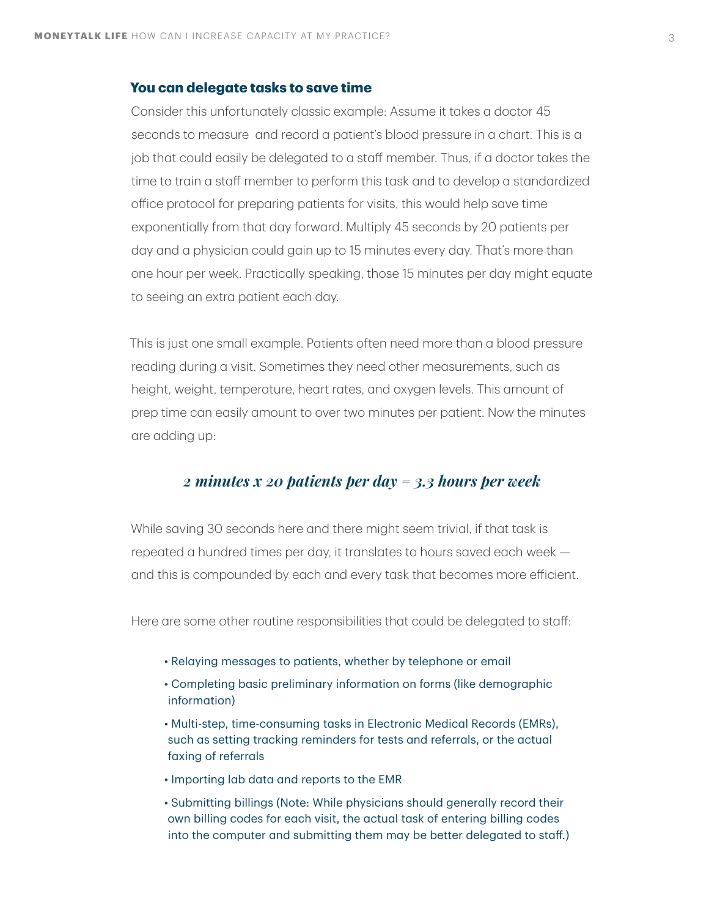### You can delegate tasks to save time

Consider this unfortunately classic example: Assume it takes a doctor 45 seconds to measure and record a patient's blood pressure in a chart. This is a job that could easily be delegated to a staff member. Thus, if a doctor takes the time to train a staff member to perform this task and to develop a standardized office protocol for preparing patients for visits, this would help save time exponentially from that day forward. Multiply 45 seconds by 20 patients per day and a physician could gain up to 15 minutes every day. That's more than one hour per week. Practically speaking, those 15 minutes per day might equate to seeing an extra patient each day.

This is just one small example. Patients often need more than a blood pressure reading during a visit. Sometimes they need other measurements, such as height, weight, temperature, heart rates, and oxygen levels. This amount of prep time can easily amount to over two minutes per patient. Now the minutes are adding up:

***2 minutes x 20 patients per day = 3.3 hours per week***

While saving 30 seconds here and there might seem trivial, if that task is repeated a hundred times per day, it translates to hours saved each week — and this is compounded by each and every task that becomes more efficient.

Here are some other routine responsibilities that could be delegated to staff:

- Relaying messages to patients, whether by telephone or email
- Completing basic preliminary information on forms (like demographic information)
- Multi-step, time-consuming tasks in Electronic Medical Records (EMRs), such as setting tracking reminders for tests and referrals, or the actual faxing of referrals
- Importing lab data and reports to the EMR
- Submitting billings (Note: While physicians should generally record their own billing codes for each visit, the actual task of entering billing codes into the computer and submitting them may be better delegated to staff.)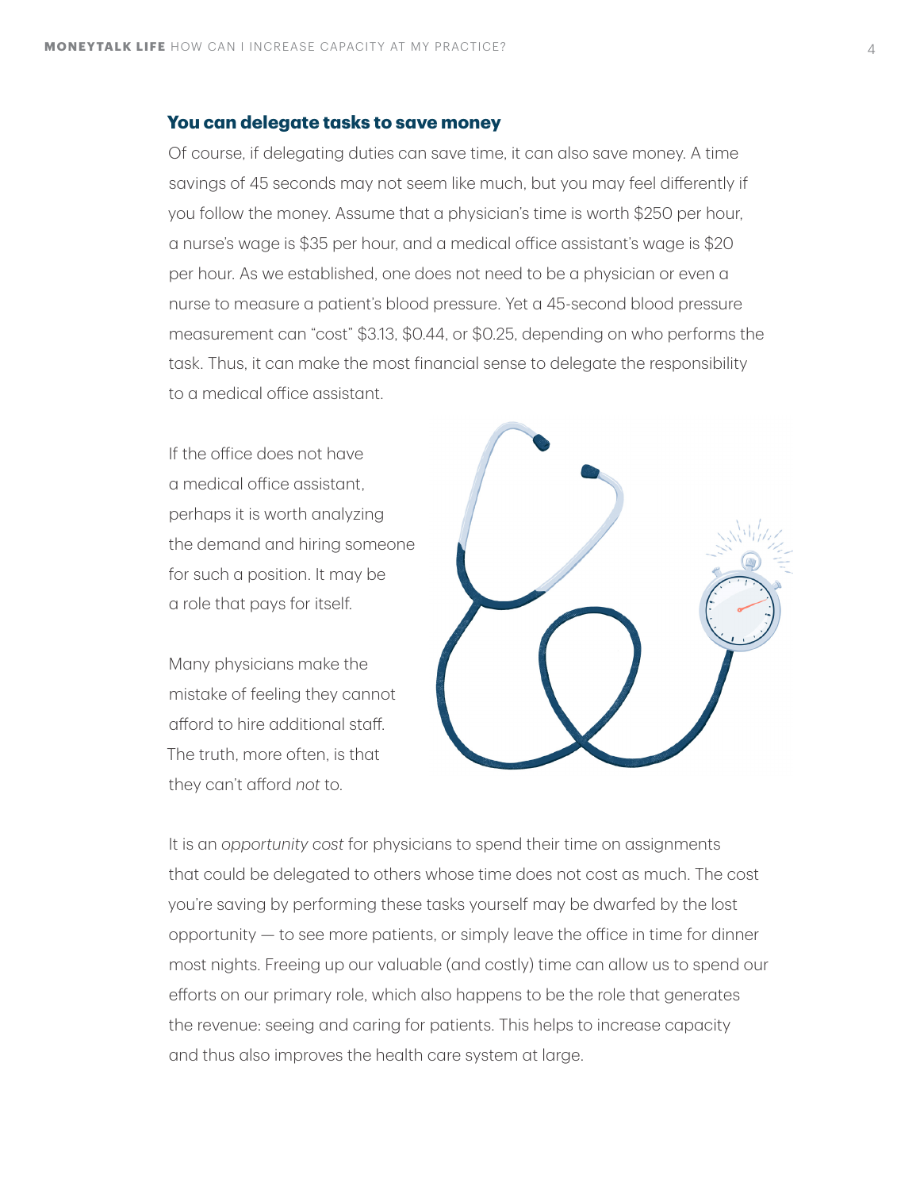### You can delegate tasks to save money

Of course, if delegating duties can save time, it can also save money. A time savings of 45 seconds may not seem like much, but you may feel differently if you follow the money. Assume that a physician's time is worth $250 per hour, a nurse's wage is $35 per hour, and a medical office assistant's wage is $20 per hour. As we established, one does not need to be a physician or even a nurse to measure a patient's blood pressure. Yet a 45-second blood pressure measurement can "cost" $3.13, $0.44, or $0.25, depending on who performs the task. Thus, it can make the most financial sense to delegate the responsibility to a medical office assistant.

If the office does not have a medical office assistant, perhaps it is worth analyzing the demand and hiring someone for such a position. It may be a role that pays for itself.

Many physicians make the mistake of feeling they cannot afford to hire additional staff. The truth, more often, is that they can't afford *not* to.

It is an *opportunity cost* for physicians to spend their time on assignments that could be delegated to others whose time does not cost as much. The cost you're saving by performing these tasks yourself may be dwarfed by the lost opportunity — to see more patients, or simply leave the office in time for dinner most nights. Freeing up our valuable (and costly) time can allow us to spend our efforts on our primary role, which also happens to be the role that generates the revenue: seeing and caring for patients. This helps to increase capacity and thus also improves the health care system at large.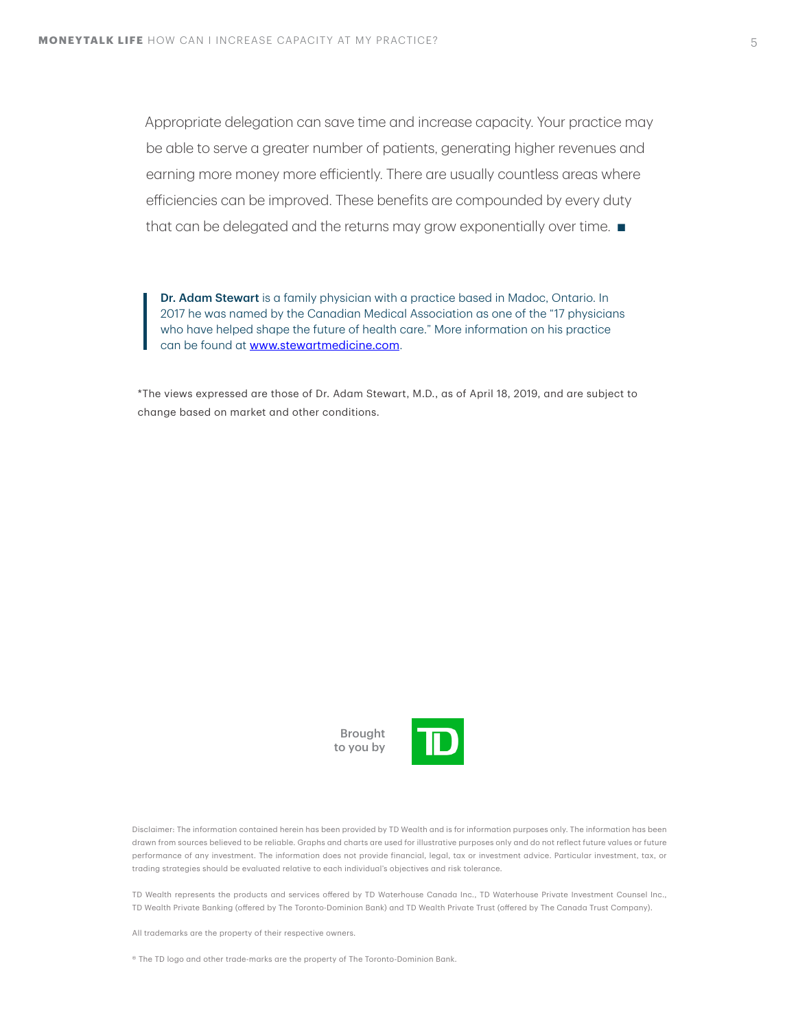Appropriate delegation can save time and increase capacity. Your practice may be able to serve a greater number of patients, generating higher revenues and earning more money more efficiently. There are usually countless areas where efficiencies can be improved. These benefits are compounded by every duty that can be delegated and the returns may grow exponentially over time. ■

> **Dr. Adam Stewart** is a family physician with a practice based in Madoc, Ontario. In 2017 he was named by the Canadian Medical Association as one of the "17 physicians who have helped shape the future of health care." More information on his practice can be found at [www.stewartmedicine.com](http://www.stewartmedicine.com).

*The views expressed are those of Dr. Adam Stewart, M.D., as of April 18, 2019, and are subject to change based on market and other conditions.

Brought to you by TD

Disclaimer: The information contained herein has been provided by TD Wealth and is for information purposes only. The information has been drawn from sources believed to be reliable. Graphs and charts are used for illustrative purposes only and do not reflect future values or future performance of any investment. The information does not provide financial, legal, tax or investment advice. Particular investment, tax, or trading strategies should be evaluated relative to each individual's objectives and risk tolerance.

TD Wealth represents the products and services offered by TD Waterhouse Canada Inc., TD Waterhouse Private Investment Counsel Inc., TD Wealth Private Banking (offered by The Toronto-Dominion Bank) and TD Wealth Private Trust (offered by The Canada Trust Company).

All trademarks are the property of their respective owners.

® The TD logo and other trade-marks are the property of The Toronto-Dominion Bank.